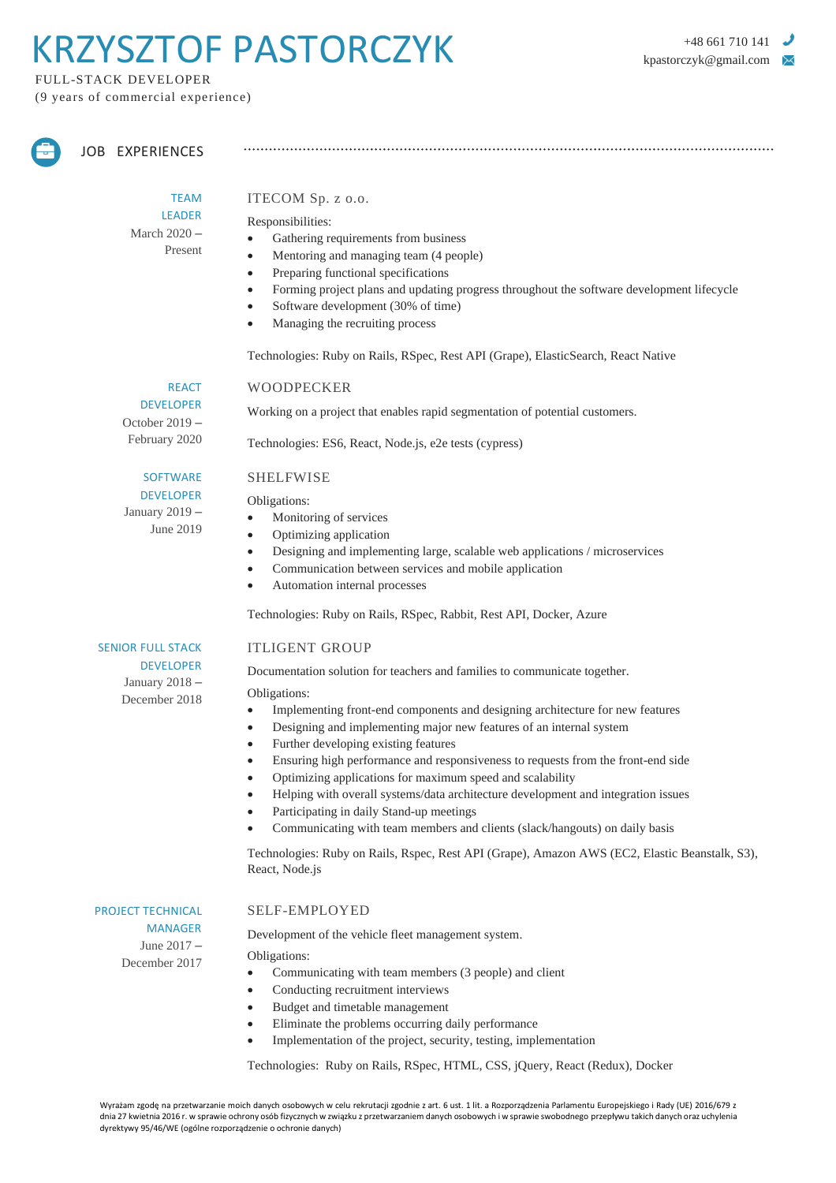# KRZYSZTOF PASTORCZYK

FULL-STACK DEVELOPER
(9 years of commercial experience)

+48 661 710 141
kpastorczyk@gmail.com

## JOB EXPERIENCES

### ITECOM Sp. z o.o.

**TEAM LEADER**
March 2020 – Present

Responsibilities:

- Gathering requirements from business
- Mentoring and managing team (4 people)
- Preparing functional specifications
- Forming project plans and updating progress throughout the software development lifecycle
- Software development (30% of time)
- Managing the recruiting process

Technologies: Ruby on Rails, RSpec, Rest API (Grape), ElasticSearch, React Native

### WOODPECKER

**REACT DEVELOPER**
October 2019 – February 2020

Working on a project that enables rapid segmentation of potential customers.

Technologies: ES6, React, Node.js, e2e tests (cypress)

### SHELFWISE

**SOFTWARE DEVELOPER**
January 2019 – June 2019

Obligations:

- Monitoring of services
- Optimizing application
- Designing and implementing large, scalable web applications / microservices
- Communication between services and mobile application
- Automation internal processes

Technologies: Ruby on Rails, RSpec, Rabbit, Rest API, Docker, Azure

### ITLIGENT GROUP

**SENIOR FULL STACK DEVELOPER**
January 2018 – December 2018

Documentation solution for teachers and families to communicate together.

Obligations:

- Implementing front-end components and designing architecture for new features
- Designing and implementing major new features of an internal system
- Further developing existing features
- Ensuring high performance and responsiveness to requests from the front-end side
- Optimizing applications for maximum speed and scalability
- Helping with overall systems/data architecture development and integration issues
- Participating in daily Stand-up meetings
- Communicating with team members and clients (slack/hangouts) on daily basis

Technologies: Ruby on Rails, Rspec, Rest API (Grape), Amazon AWS (EC2, Elastic Beanstalk, S3), React, Node.js

### SELF-EMPLOYED

**PROJECT TECHNICAL MANAGER**
June 2017 – December 2017

Development of the vehicle fleet management system.

Obligations:

- Communicating with team members (3 people) and client
- Conducting recruitment interviews
- Budget and timetable management
- Eliminate the problems occurring daily performance
- Implementation of the project, security, testing, implementation

Technologies: Ruby on Rails, RSpec, HTML, CSS, jQuery, React (Redux), Docker

Wyrażam zgodę na przetwarzanie moich danych osobowych w celu rekrutacji zgodnie z art. 6 ust. 1 lit. a Rozporządzenia Parlamentu Europejskiego i Rady (UE) 2016/679 z dnia 27 kwietnia 2016 r. w sprawie ochrony osób fizycznych w związku z przetwarzaniem danych osobowych i w sprawie swobodnego przepływu takich danych oraz uchylenia dyrektywy 95/46/WE (ogólne rozporządzenie o ochronie danych)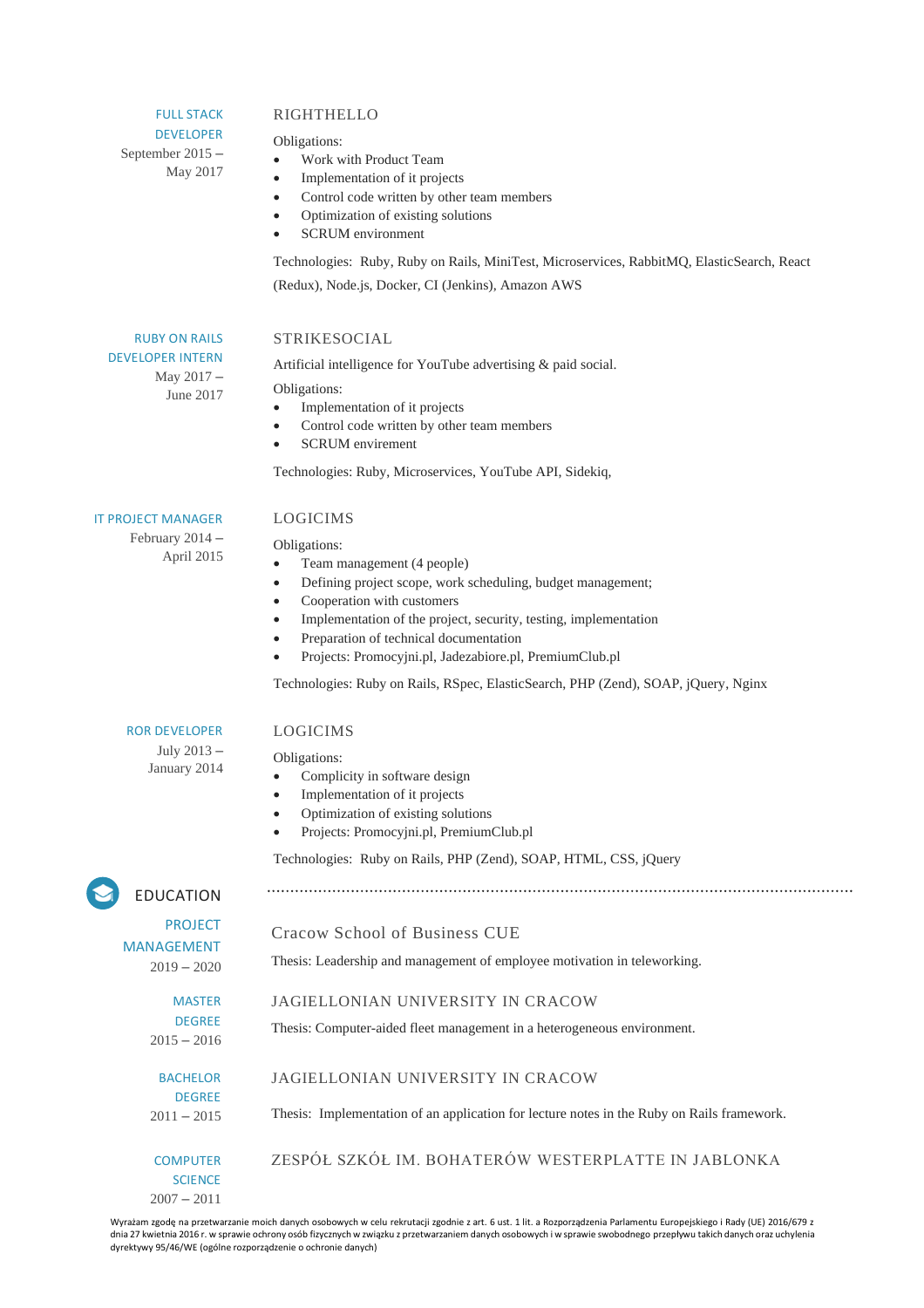**FULL STACK DEVELOPER**
September 2015 – May 2017

### RIGHTHELLO

Obligations:

- Work with Product Team
- Implementation of it projects
- Control code written by other team members
- Optimization of existing solutions
- SCRUM environment

Technologies: Ruby, Ruby on Rails, MiniTest, Microservices, RabbitMQ, ElasticSearch, React (Redux), Node.js, Docker, CI (Jenkins), Amazon AWS

**RUBY ON RAILS DEVELOPER INTERN**
May 2017 – June 2017

### STRIKESOCIAL

Artificial intelligence for YouTube advertising & paid social.

Obligations:

- Implementation of it projects
- Control code written by other team members
- SCRUM envirement

Technologies: Ruby, Microservices, YouTube API, Sidekiq,

**IT PROJECT MANAGER**
February 2014 – April 2015

### LOGICIMS

Obligations:

- Team management (4 people)
- Defining project scope, work scheduling, budget management;
- Cooperation with customers
- Implementation of the project, security, testing, implementation
- Preparation of technical documentation
- Projects: Promocyjni.pl, Jadezabiore.pl, PremiumClub.pl

Technologies: Ruby on Rails, RSpec, ElasticSearch, PHP (Zend), SOAP, jQuery, Nginx

**ROR DEVELOPER**
July 2013 – January 2014

### LOGICIMS

Obligations:

- Complicity in software design
- Implementation of it projects
- Optimization of existing solutions
- Projects: Promocyjni.pl, PremiumClub.pl

Technologies: Ruby on Rails, PHP (Zend), SOAP, HTML, CSS, jQuery

## EDUCATION

**PROJECT MANAGEMENT**
2019 – 2020

### Cracow School of Business CUE

Thesis: Leadership and management of employee motivation in teleworking.

**MASTER DEGREE**
2015 – 2016

### JAGIELLONIAN UNIVERSITY IN CRACOW

Thesis: Computer-aided fleet management in a heterogeneous environment.

**BACHELOR DEGREE**
2011 – 2015

### JAGIELLONIAN UNIVERSITY IN CRACOW

Thesis: Implementation of an application for lecture notes in the Ruby on Rails framework.

**COMPUTER SCIENCE**
2007 – 2011

### ZESPÓŁ SZKÓŁ IM. BOHATERÓW WESTERPLATTE IN JABLONKA

Wyrażam zgodę na przetwarzanie moich danych osobowych w celu rekrutacji zgodnie z art. 6 ust. 1 lit. a Rozporządzenia Parlamentu Europejskiego i Rady (UE) 2016/679 z dnia 27 kwietnia 2016 r. w sprawie ochrony osób fizycznych w związku z przetwarzaniem danych osobowych i w sprawie swobodnego przepływu takich danych oraz uchylenia dyrektywy 95/46/WE (ogólne rozporządzenie o ochronie danych)